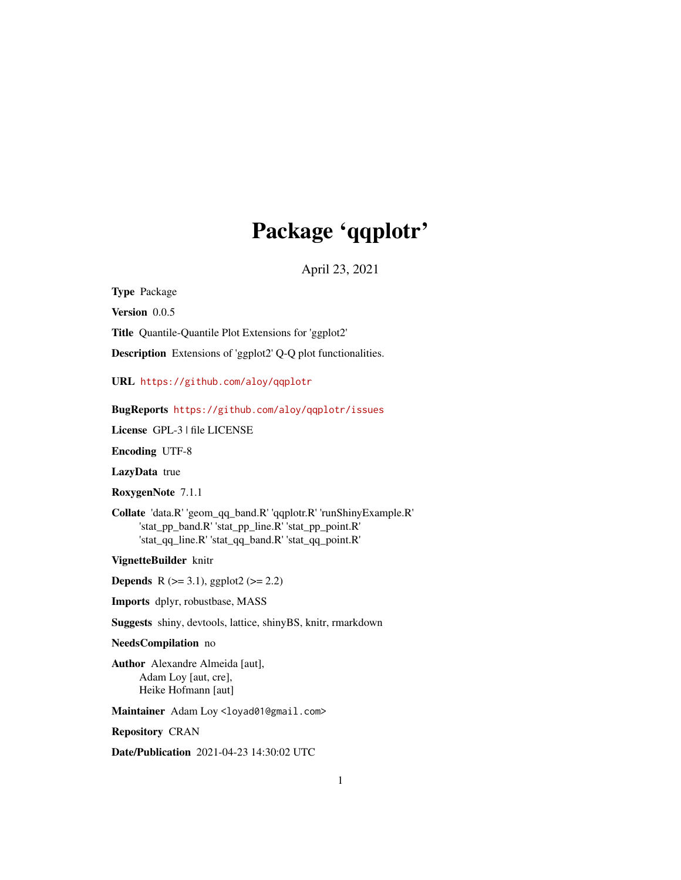# Package 'qqplotr'

April 23, 2021

**Type** Package

**Version** 0.0.5

**Title** Quantile-Quantile Plot Extensions for 'ggplot2'

**Description** Extensions of 'ggplot2' Q-Q plot functionalities.

**URL** https://github.com/aloy/qqplotr

**BugReports** https://github.com/aloy/qqplotr/issues

**License** GPL-3 | file LICENSE

**Encoding** UTF-8

**LazyData** true

**RoxygenNote** 7.1.1

**Collate** 'data.R' 'geom_qq_band.R' 'qqplotr.R' 'runShinyExample.R'
'stat_pp_band.R' 'stat_pp_line.R' 'stat_pp_point.R'
'stat_qq_line.R' 'stat_qq_band.R' 'stat_qq_point.R'

**VignetteBuilder** knitr

**Depends** R (>= 3.1), ggplot2 (>= 2.2)

**Imports** dplyr, robustbase, MASS

**Suggests** shiny, devtools, lattice, shinyBS, knitr, rmarkdown

**NeedsCompilation** no

**Author** Alexandre Almeida [aut],
Adam Loy [aut, cre],
Heike Hofmann [aut]

**Maintainer** Adam Loy <loyad01@gmail.com>

**Repository** CRAN

**Date/Publication** 2021-04-23 14:30:02 UTC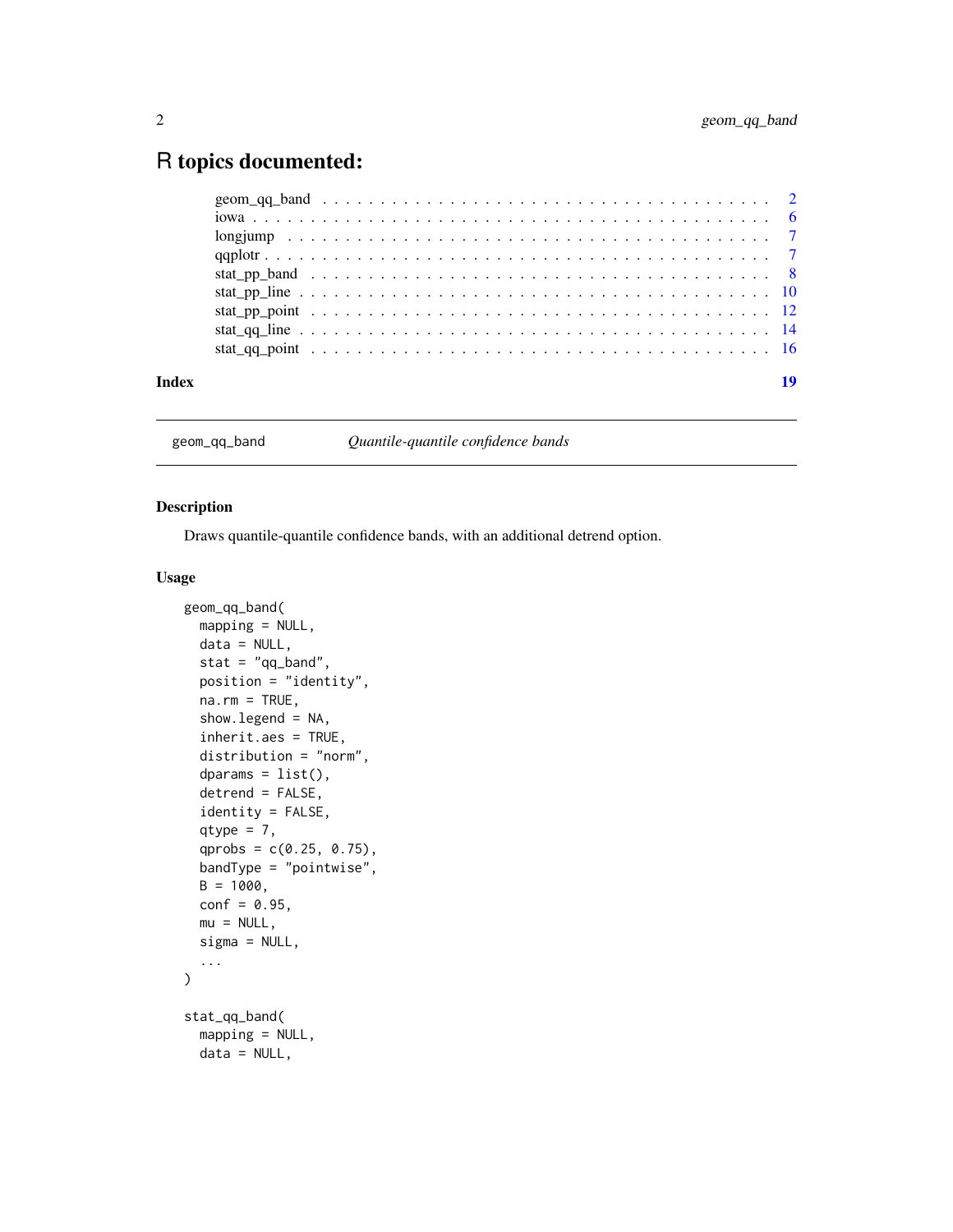# R topics documented:

- geom_qq_band . . . . . . . . . . . . . . . . . . . . . . . . . . . . . . . . . . . 2
- iowa . . . . . . . . . . . . . . . . . . . . . . . . . . . . . . . . . . . . . . . . 6
- longjump . . . . . . . . . . . . . . . . . . . . . . . . . . . . . . . . . . . . . 7
- qqplotr . . . . . . . . . . . . . . . . . . . . . . . . . . . . . . . . . . . . . . 7
- stat_pp_band . . . . . . . . . . . . . . . . . . . . . . . . . . . . . . . . . . . 8
- stat_pp_line . . . . . . . . . . . . . . . . . . . . . . . . . . . . . . . . . . . 10
- stat_pp_point . . . . . . . . . . . . . . . . . . . . . . . . . . . . . . . . . . 12
- stat_qq_line . . . . . . . . . . . . . . . . . . . . . . . . . . . . . . . . . . . 14
- stat_qq_point . . . . . . . . . . . . . . . . . . . . . . . . . . . . . . . . . . 16

**Index** **19**

---

## geom_qq_band — *Quantile-quantile confidence bands*

### Description

Draws quantile-quantile confidence bands, with an additional detrend option.

### Usage

```
geom_qq_band(
  mapping = NULL,
  data = NULL,
  stat = "qq_band",
  position = "identity",
  na.rm = TRUE,
  show.legend = NA,
  inherit.aes = TRUE,
  distribution = "norm",
  dparams = list(),
  detrend = FALSE,
  identity = FALSE,
  qtype = 7,
  qprobs = c(0.25, 0.75),
  bandType = "pointwise",
  B = 1000,
  conf = 0.95,
  mu = NULL,
  sigma = NULL,
  ...
)

stat_qq_band(
  mapping = NULL,
  data = NULL,
```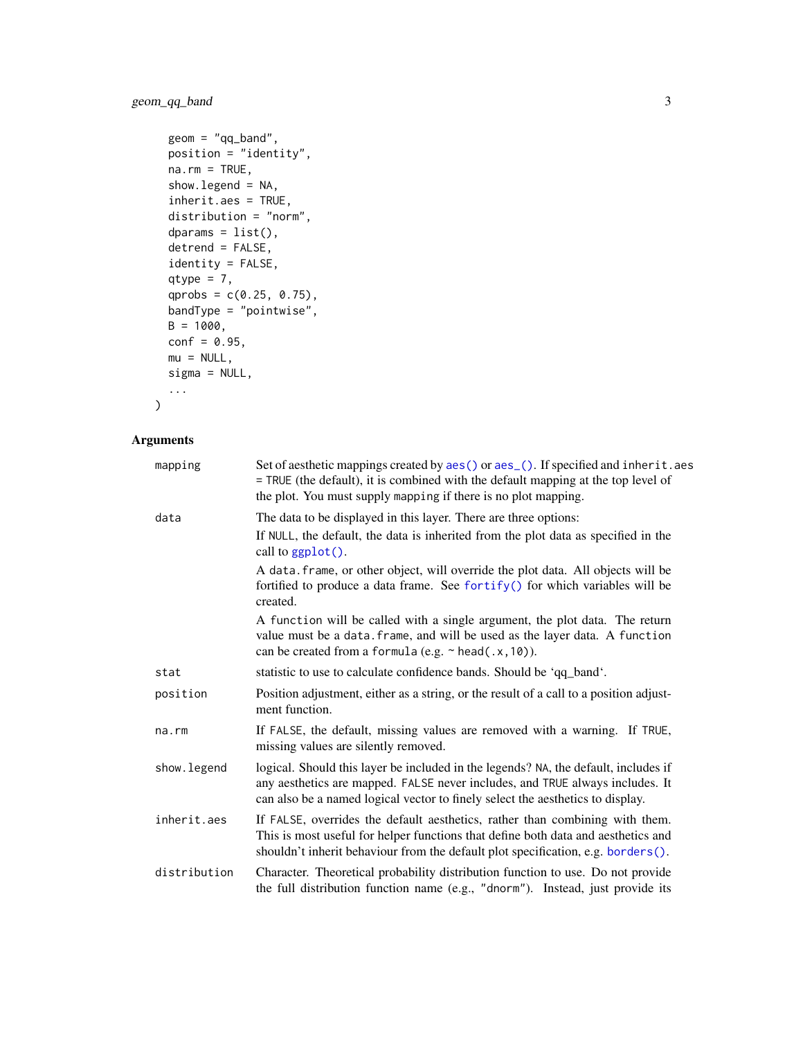```
  geom = "qq_band",
  position = "identity",
  na.rm = TRUE,
  show.legend = NA,
  inherit.aes = TRUE,
  distribution = "norm",
  dparams = list(),
  detrend = FALSE,
  identity = FALSE,
  qtype = 7,
  qprobs = c(0.25, 0.75),
  bandType = "pointwise",
  B = 1000,
  conf = 0.95,
  mu = NULL,
  sigma = NULL,
  ...
)
```

## Arguments

| | |
|---|---|
| `mapping` | Set of aesthetic mappings created by `aes()` or `aes_()`. If specified and `inherit.aes = TRUE` (the default), it is combined with the default mapping at the top level of the plot. You must supply `mapping` if there is no plot mapping. |
| `data` | The data to be displayed in this layer. There are three options: If `NULL`, the default, the data is inherited from the plot data as specified in the call to `ggplot()`. A `data.frame`, or other object, will override the plot data. All objects will be fortified to produce a data frame. See `fortify()` for which variables will be created. A `function` will be called with a single argument, the plot data. The return value must be a `data.frame`, and will be used as the layer data. A `function` can be created from a `formula` (e.g. `~ head(.x,10)`). |
| `stat` | statistic to use to calculate confidence bands. Should be 'qq_band'. |
| `position` | Position adjustment, either as a string, or the result of a call to a position adjustment function. |
| `na.rm` | If `FALSE`, the default, missing values are removed with a warning. If `TRUE`, missing values are silently removed. |
| `show.legend` | logical. Should this layer be included in the legends? `NA`, the default, includes if any aesthetics are mapped. `FALSE` never includes, and `TRUE` always includes. It can also be a named logical vector to finely select the aesthetics to display. |
| `inherit.aes` | If `FALSE`, overrides the default aesthetics, rather than combining with them. This is most useful for helper functions that define both data and aesthetics and shouldn't inherit behaviour from the default plot specification, e.g. `borders()`. |
| `distribution` | Character. Theoretical probability distribution function to use. Do not provide the full distribution function name (e.g., `"dnorm"`). Instead, just provide its |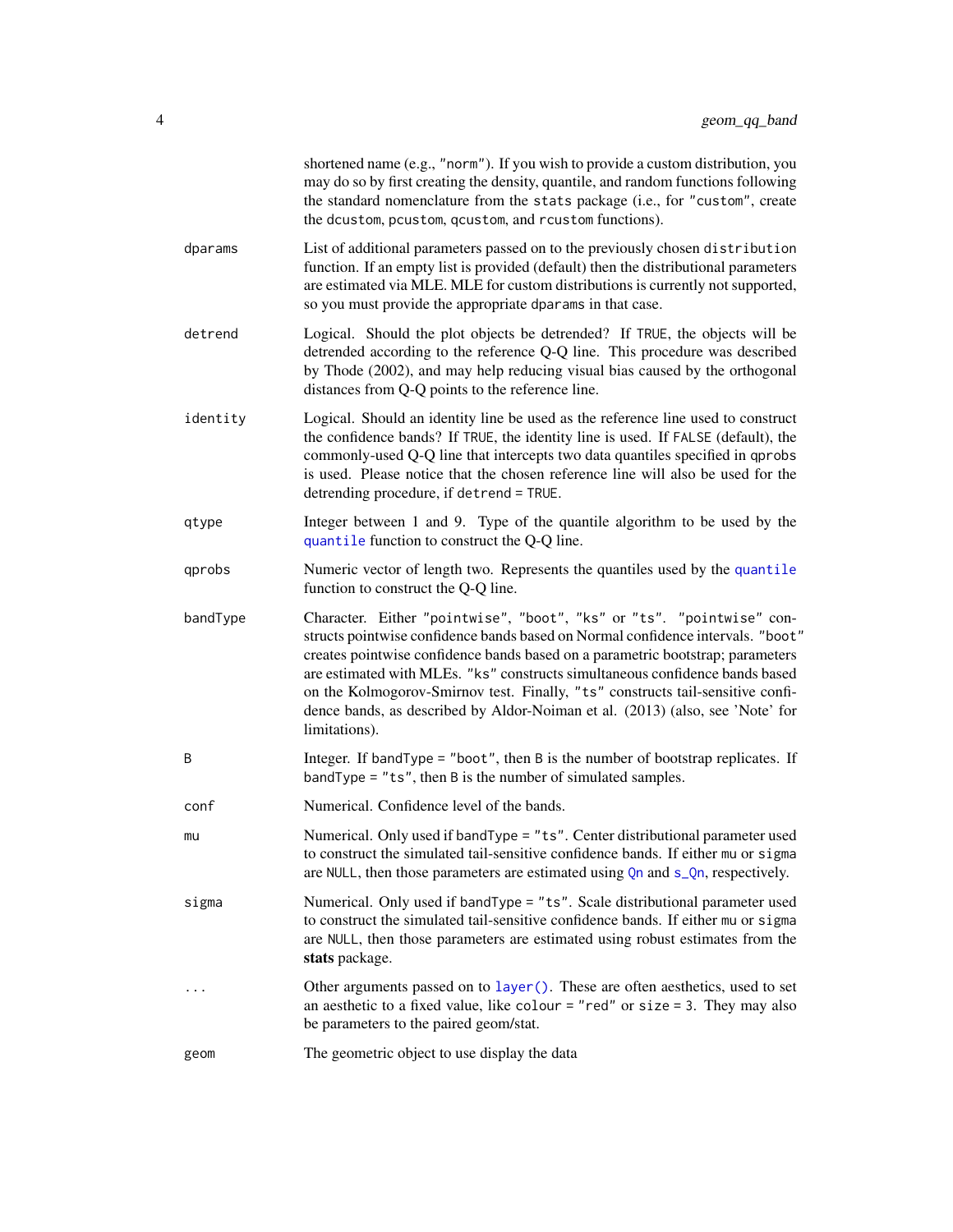| | |
|---|---|
| | shortened name (e.g., "norm"). If you wish to provide a custom distribution, you may do so by first creating the density, quantile, and random functions following the standard nomenclature from the stats package (i.e., for "custom", create the dcustom, pcustom, qcustom, and rcustom functions). |
| dparams | List of additional parameters passed on to the previously chosen distribution function. If an empty list is provided (default) then the distributional parameters are estimated via MLE. MLE for custom distributions is currently not supported, so you must provide the appropriate dparams in that case. |
| detrend | Logical. Should the plot objects be detrended? If TRUE, the objects will be detrended according to the reference Q-Q line. This procedure was described by Thode (2002), and may help reducing visual bias caused by the orthogonal distances from Q-Q points to the reference line. |
| identity | Logical. Should an identity line be used as the reference line used to construct the confidence bands? If TRUE, the identity line is used. If FALSE (default), the commonly-used Q-Q line that intercepts two data quantiles specified in qprobs is used. Please notice that the chosen reference line will also be used for the detrending procedure, if detrend = TRUE. |
| qtype | Integer between 1 and 9. Type of the quantile algorithm to be used by the quantile function to construct the Q-Q line. |
| qprobs | Numeric vector of length two. Represents the quantiles used by the quantile function to construct the Q-Q line. |
| bandType | Character. Either "pointwise", "boot", "ks" or "ts". "pointwise" constructs pointwise confidence bands based on Normal confidence intervals. "boot" creates pointwise confidence bands based on a parametric bootstrap; parameters are estimated with MLEs. "ks" constructs simultaneous confidence bands based on the Kolmogorov-Smirnov test. Finally, "ts" constructs tail-sensitive confidence bands, as described by Aldor-Noiman et al. (2013) (also, see 'Note' for limitations). |
| B | Integer. If bandType = "boot", then B is the number of bootstrap replicates. If bandType = "ts", then B is the number of simulated samples. |
| conf | Numerical. Confidence level of the bands. |
| mu | Numerical. Only used if bandType = "ts". Center distributional parameter used to construct the simulated tail-sensitive confidence bands. If either mu or sigma are NULL, then those parameters are estimated using Qn and s_Qn, respectively. |
| sigma | Numerical. Only used if bandType = "ts". Scale distributional parameter used to construct the simulated tail-sensitive confidence bands. If either mu or sigma are NULL, then those parameters are estimated using robust estimates from the **stats** package. |
| ... | Other arguments passed on to layer(). These are often aesthetics, used to set an aesthetic to a fixed value, like colour = "red" or size = 3. They may also be parameters to the paired geom/stat. |
| geom | The geometric object to use display the data |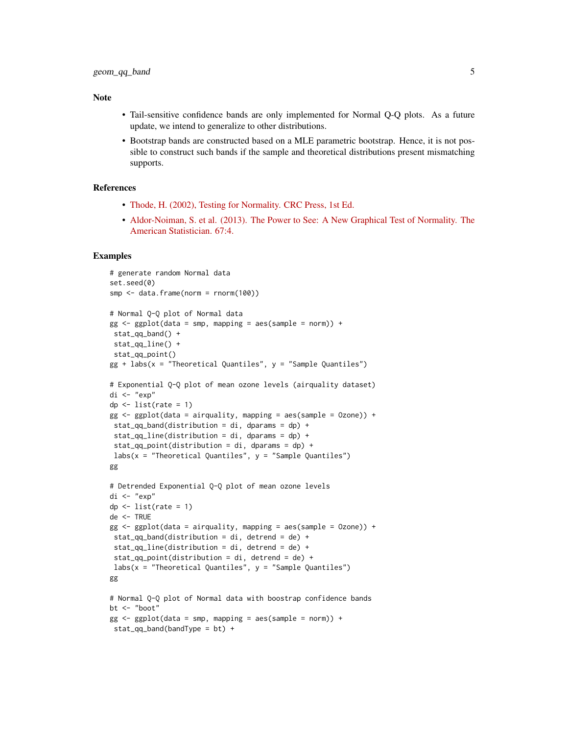## Note

- Tail-sensitive confidence bands are only implemented for Normal Q-Q plots. As a future update, we intend to generalize to other distributions.
- Bootstrap bands are constructed based on a MLE parametric bootstrap. Hence, it is not possible to construct such bands if the sample and theoretical distributions present mismatching supports.

## References

- Thode, H. (2002), Testing for Normality. CRC Press, 1st Ed.
- Aldor-Noiman, S. et al. (2013). The Power to See: A New Graphical Test of Normality. The American Statistician. 67:4.

## Examples

```
# generate random Normal data
set.seed(0)
smp <- data.frame(norm = rnorm(100))

# Normal Q-Q plot of Normal data
gg <- ggplot(data = smp, mapping = aes(sample = norm)) +
 stat_qq_band() +
 stat_qq_line() +
 stat_qq_point()
gg + labs(x = "Theoretical Quantiles", y = "Sample Quantiles")

# Exponential Q-Q plot of mean ozone levels (airquality dataset)
di <- "exp"
dp <- list(rate = 1)
gg <- ggplot(data = airquality, mapping = aes(sample = Ozone)) +
 stat_qq_band(distribution = di, dparams = dp) +
 stat_qq_line(distribution = di, dparams = dp) +
 stat_qq_point(distribution = di, dparams = dp) +
 labs(x = "Theoretical Quantiles", y = "Sample Quantiles")
gg

# Detrended Exponential Q-Q plot of mean ozone levels
di <- "exp"
dp <- list(rate = 1)
de <- TRUE
gg <- ggplot(data = airquality, mapping = aes(sample = Ozone)) +
 stat_qq_band(distribution = di, detrend = de) +
 stat_qq_line(distribution = di, detrend = de) +
 stat_qq_point(distribution = di, detrend = de) +
 labs(x = "Theoretical Quantiles", y = "Sample Quantiles")
gg

# Normal Q-Q plot of Normal data with boostrap confidence bands
bt <- "boot"
gg <- ggplot(data = smp, mapping = aes(sample = norm)) +
 stat_qq_band(bandType = bt) +
```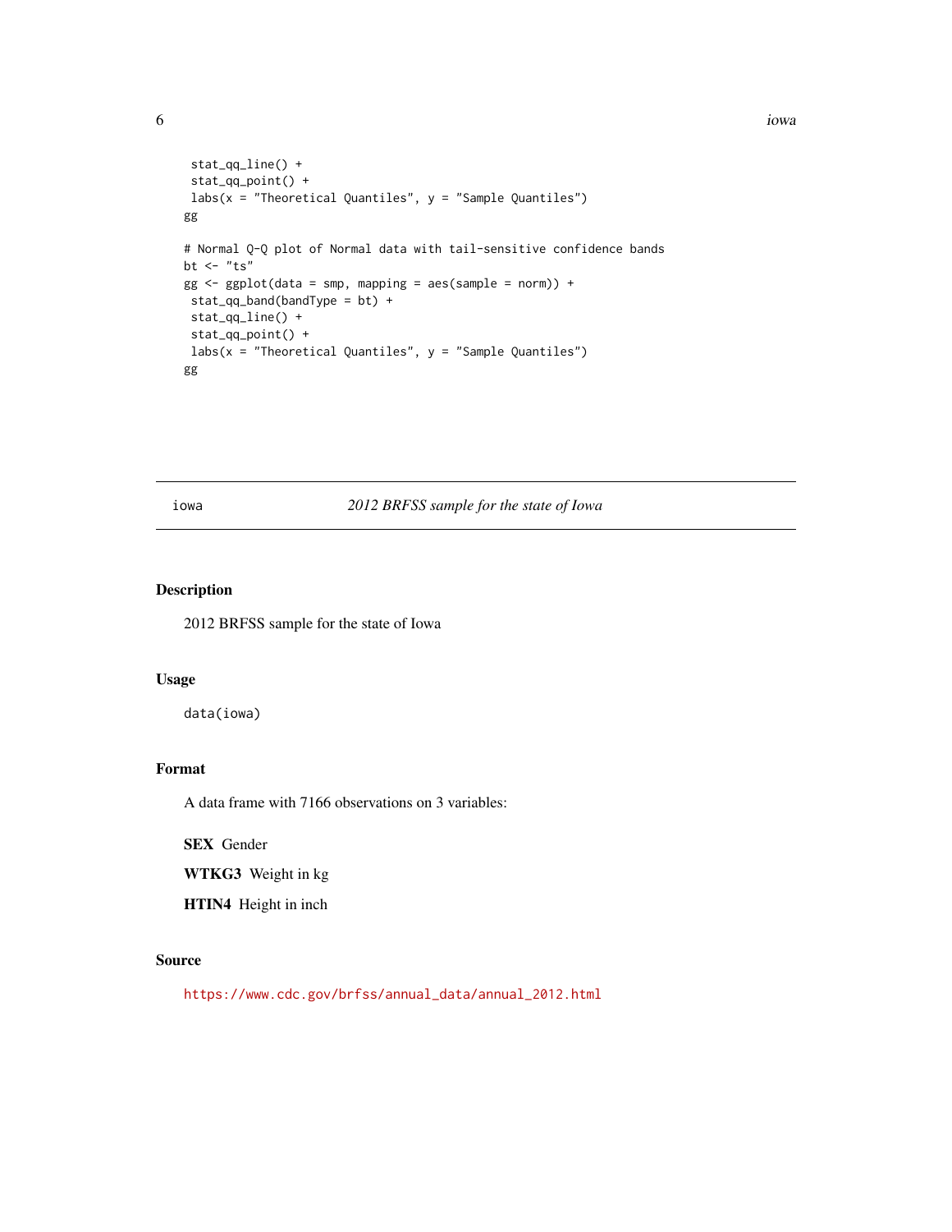```
  stat_qq_line() +
  stat_qq_point() +
  labs(x = "Theoretical Quantiles", y = "Sample Quantiles")
gg

# Normal Q-Q plot of Normal data with tail-sensitive confidence bands
bt <- "ts"
gg <- ggplot(data = smp, mapping = aes(sample = norm)) +
  stat_qq_band(bandType = bt) +
  stat_qq_line() +
  stat_qq_point() +
  labs(x = "Theoretical Quantiles", y = "Sample Quantiles")
gg
```

---

iowa    *2012 BRFSS sample for the state of Iowa*

---

## Description

2012 BRFSS sample for the state of Iowa

## Usage

```
data(iowa)
```

## Format

A data frame with 7166 observations on 3 variables:

**SEX** Gender

**WTKG3** Weight in kg

**HTIN4** Height in inch

## Source

https://www.cdc.gov/brfss/annual_data/annual_2012.html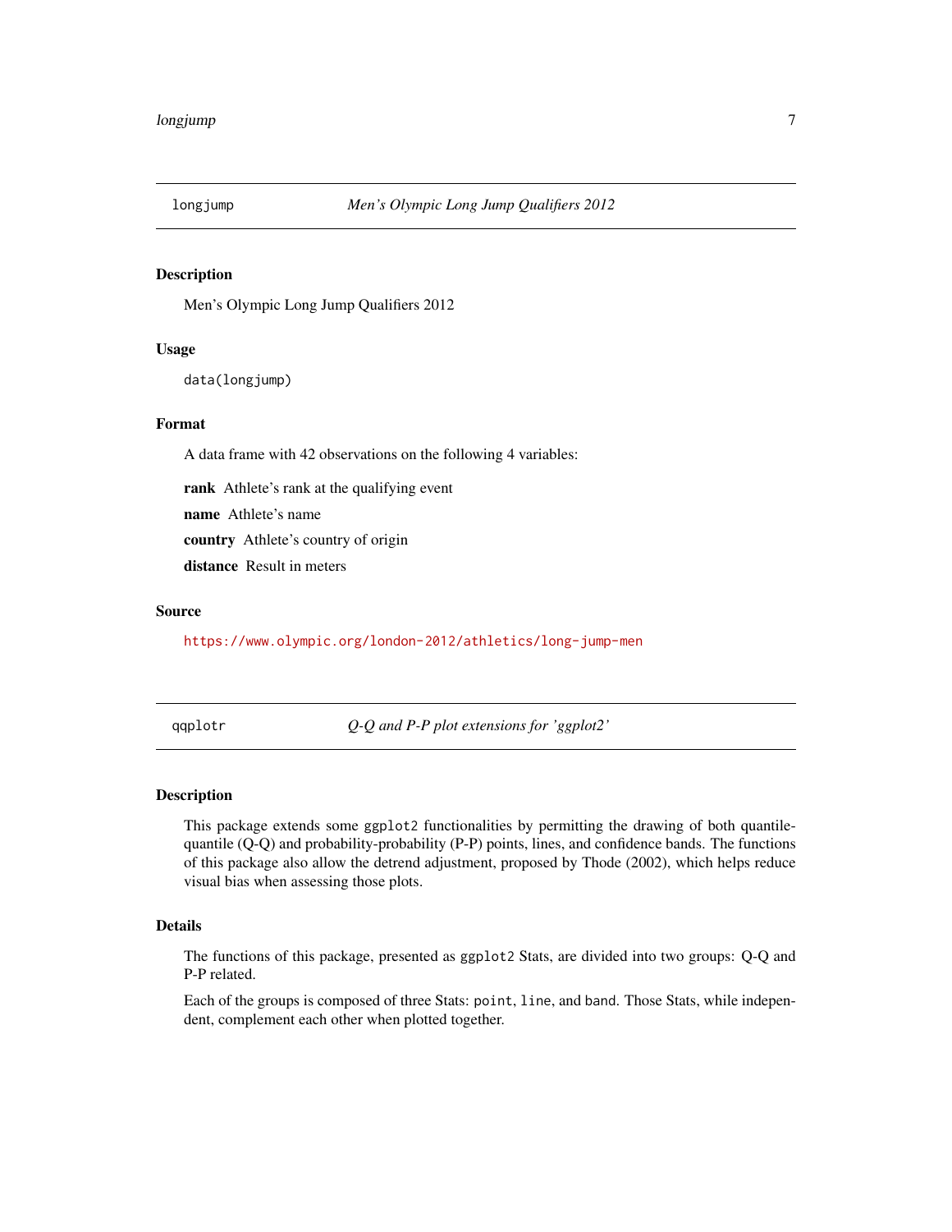## longjump — *Men's Olympic Long Jump Qualifiers 2012*

### Description

Men's Olympic Long Jump Qualifiers 2012

### Usage

```
data(longjump)
```

### Format

A data frame with 42 observations on the following 4 variables:

**rank** Athlete's rank at the qualifying event

**name** Athlete's name

**country** Athlete's country of origin

**distance** Result in meters

### Source

https://www.olympic.org/london-2012/athletics/long-jump-men

## qqplotr — *Q-Q and P-P plot extensions for 'ggplot2'*

### Description

This package extends some `ggplot2` functionalities by permitting the drawing of both quantile-quantile (Q-Q) and probability-probability (P-P) points, lines, and confidence bands. The functions of this package also allow the detrend adjustment, proposed by Thode (2002), which helps reduce visual bias when assessing those plots.

### Details

The functions of this package, presented as `ggplot2` Stats, are divided into two groups: Q-Q and P-P related.

Each of the groups is composed of three Stats: `point`, `line`, and `band`. Those Stats, while independent, complement each other when plotted together.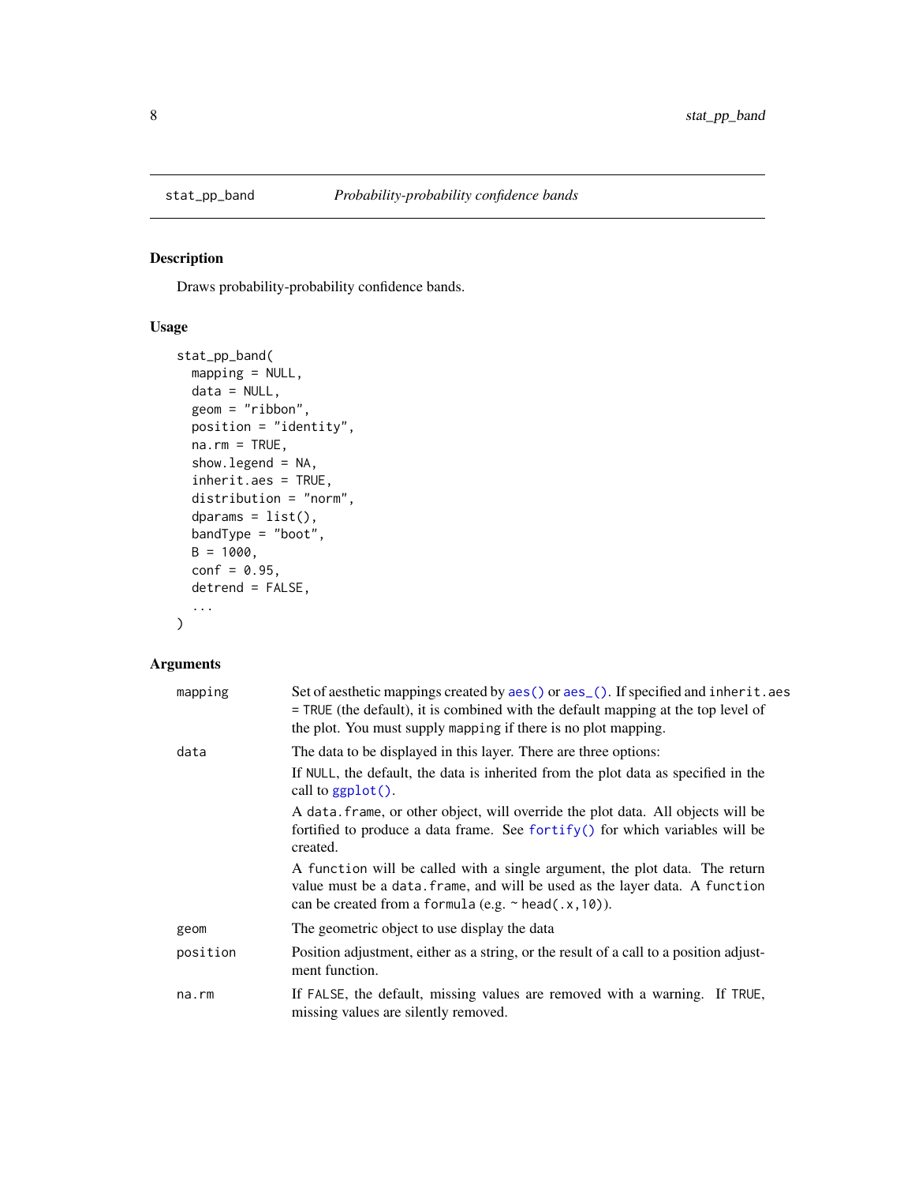## stat_pp_band — *Probability-probability confidence bands*

### Description

Draws probability-probability confidence bands.

### Usage

```
stat_pp_band(
  mapping = NULL,
  data = NULL,
  geom = "ribbon",
  position = "identity",
  na.rm = TRUE,
  show.legend = NA,
  inherit.aes = TRUE,
  distribution = "norm",
  dparams = list(),
  bandType = "boot",
  B = 1000,
  conf = 0.95,
  detrend = FALSE,
  ...
)
```

### Arguments

| Argument | Description |
|---|---|
| `mapping` | Set of aesthetic mappings created by `aes()` or `aes_()`. If specified and `inherit.aes = TRUE` (the default), it is combined with the default mapping at the top level of the plot. You must supply `mapping` if there is no plot mapping. |
| `data` | The data to be displayed in this layer. There are three options: <br> If `NULL`, the default, the data is inherited from the plot data as specified in the call to `ggplot()`. <br> A `data.frame`, or other object, will override the plot data. All objects will be fortified to produce a data frame. See `fortify()` for which variables will be created. <br> A `function` will be called with a single argument, the plot data. The return value must be a `data.frame`, and will be used as the layer data. A `function` can be created from a `formula` (e.g. `~ head(.x,10)`). |
| `geom` | The geometric object to use display the data |
| `position` | Position adjustment, either as a string, or the result of a call to a position adjustment function. |
| `na.rm` | If `FALSE`, the default, missing values are removed with a warning. If `TRUE`, missing values are silently removed. |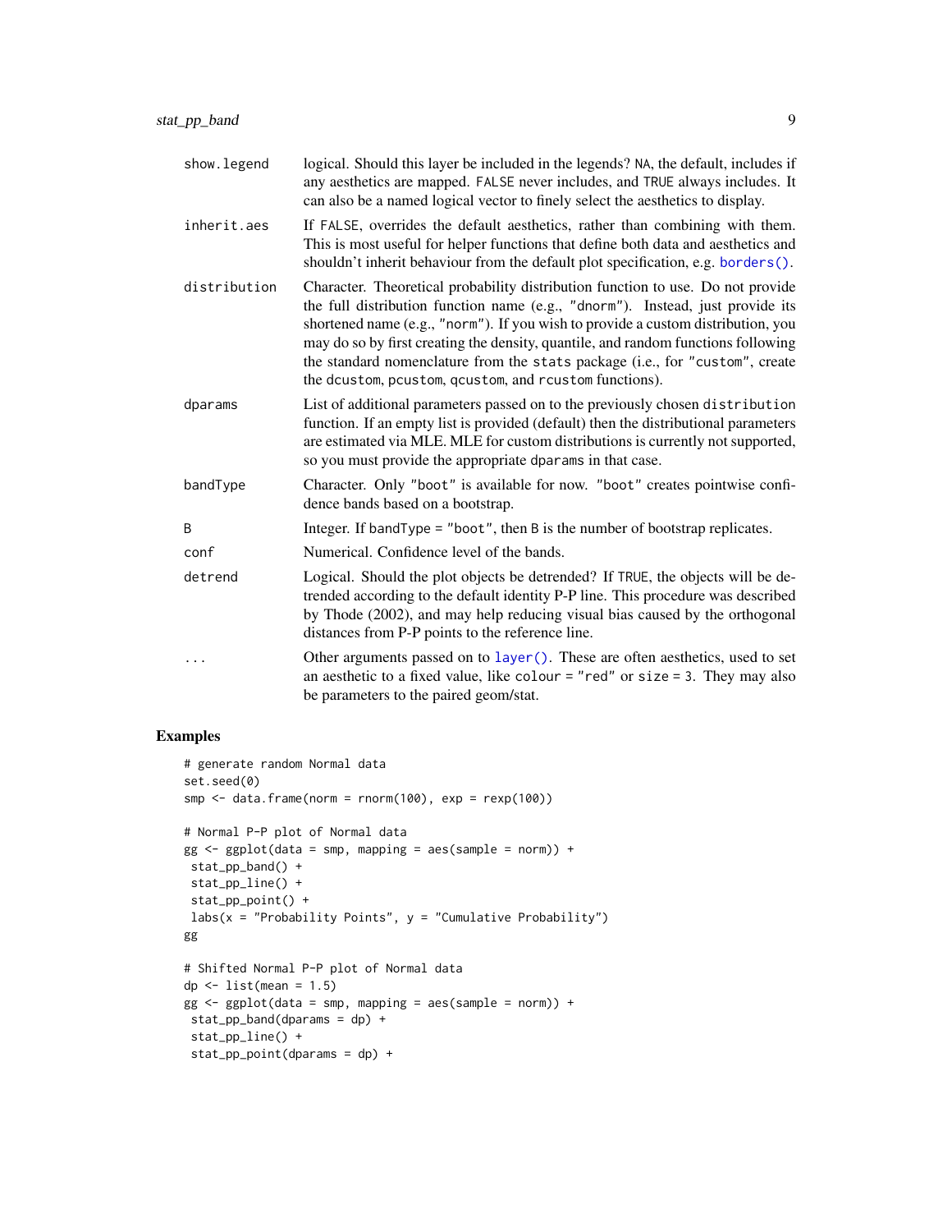| | |
|---|---|
| show.legend | logical. Should this layer be included in the legends? NA, the default, includes if any aesthetics are mapped. FALSE never includes, and TRUE always includes. It can also be a named logical vector to finely select the aesthetics to display. |
| inherit.aes | If FALSE, overrides the default aesthetics, rather than combining with them. This is most useful for helper functions that define both data and aesthetics and shouldn't inherit behaviour from the default plot specification, e.g. borders(). |
| distribution | Character. Theoretical probability distribution function to use. Do not provide the full distribution function name (e.g., "dnorm"). Instead, just provide its shortened name (e.g., "norm"). If you wish to provide a custom distribution, you may do so by first creating the density, quantile, and random functions following the standard nomenclature from the stats package (i.e., for "custom", create the dcustom, pcustom, qcustom, and rcustom functions). |
| dparams | List of additional parameters passed on to the previously chosen distribution function. If an empty list is provided (default) then the distributional parameters are estimated via MLE. MLE for custom distributions is currently not supported, so you must provide the appropriate dparams in that case. |
| bandType | Character. Only "boot" is available for now. "boot" creates pointwise confidence bands based on a bootstrap. |
| B | Integer. If bandType = "boot", then B is the number of bootstrap replicates. |
| conf | Numerical. Confidence level of the bands. |
| detrend | Logical. Should the plot objects be detrended? If TRUE, the objects will be detrended according to the default identity P-P line. This procedure was described by Thode (2002), and may help reducing visual bias caused by the orthogonal distances from P-P points to the reference line. |
| ... | Other arguments passed on to layer(). These are often aesthetics, used to set an aesthetic to a fixed value, like colour = "red" or size = 3. They may also be parameters to the paired geom/stat. |

## Examples

```
# generate random Normal data
set.seed(0)
smp <- data.frame(norm = rnorm(100), exp = rexp(100))

# Normal P-P plot of Normal data
gg <- ggplot(data = smp, mapping = aes(sample = norm)) +
 stat_pp_band() +
 stat_pp_line() +
 stat_pp_point() +
 labs(x = "Probability Points", y = "Cumulative Probability")
gg

# Shifted Normal P-P plot of Normal data
dp <- list(mean = 1.5)
gg <- ggplot(data = smp, mapping = aes(sample = norm)) +
 stat_pp_band(dparams = dp) +
 stat_pp_line() +
 stat_pp_point(dparams = dp) +
```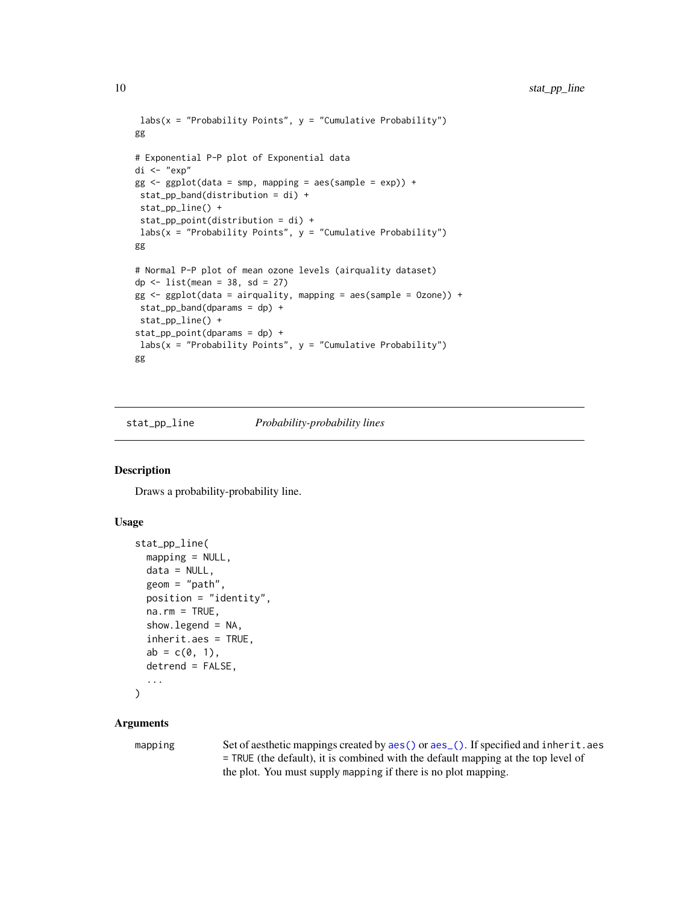```
 labs(x = "Probability Points", y = "Cumulative Probability")
gg

# Exponential P-P plot of Exponential data
di <- "exp"
gg <- ggplot(data = smp, mapping = aes(sample = exp)) +
 stat_pp_band(distribution = di) +
 stat_pp_line() +
 stat_pp_point(distribution = di) +
 labs(x = "Probability Points", y = "Cumulative Probability")
gg

# Normal P-P plot of mean ozone levels (airquality dataset)
dp <- list(mean = 38, sd = 27)
gg <- ggplot(data = airquality, mapping = aes(sample = Ozone)) +
 stat_pp_band(dparams = dp) +
 stat_pp_line() +
stat_pp_point(dparams = dp) +
 labs(x = "Probability Points", y = "Cumulative Probability")
gg
```

## stat_pp_line *Probability-probability lines*

### Description

Draws a probability-probability line.

### Usage

```
stat_pp_line(
  mapping = NULL,
  data = NULL,
  geom = "path",
  position = "identity",
  na.rm = TRUE,
  show.legend = NA,
  inherit.aes = TRUE,
  ab = c(0, 1),
  detrend = FALSE,
  ...
)
```

### Arguments

| | |
|---|---|
| `mapping` | Set of aesthetic mappings created by `aes()` or `aes_()`. If specified and `inherit.aes = TRUE` (the default), it is combined with the default mapping at the top level of the plot. You must supply `mapping` if there is no plot mapping. |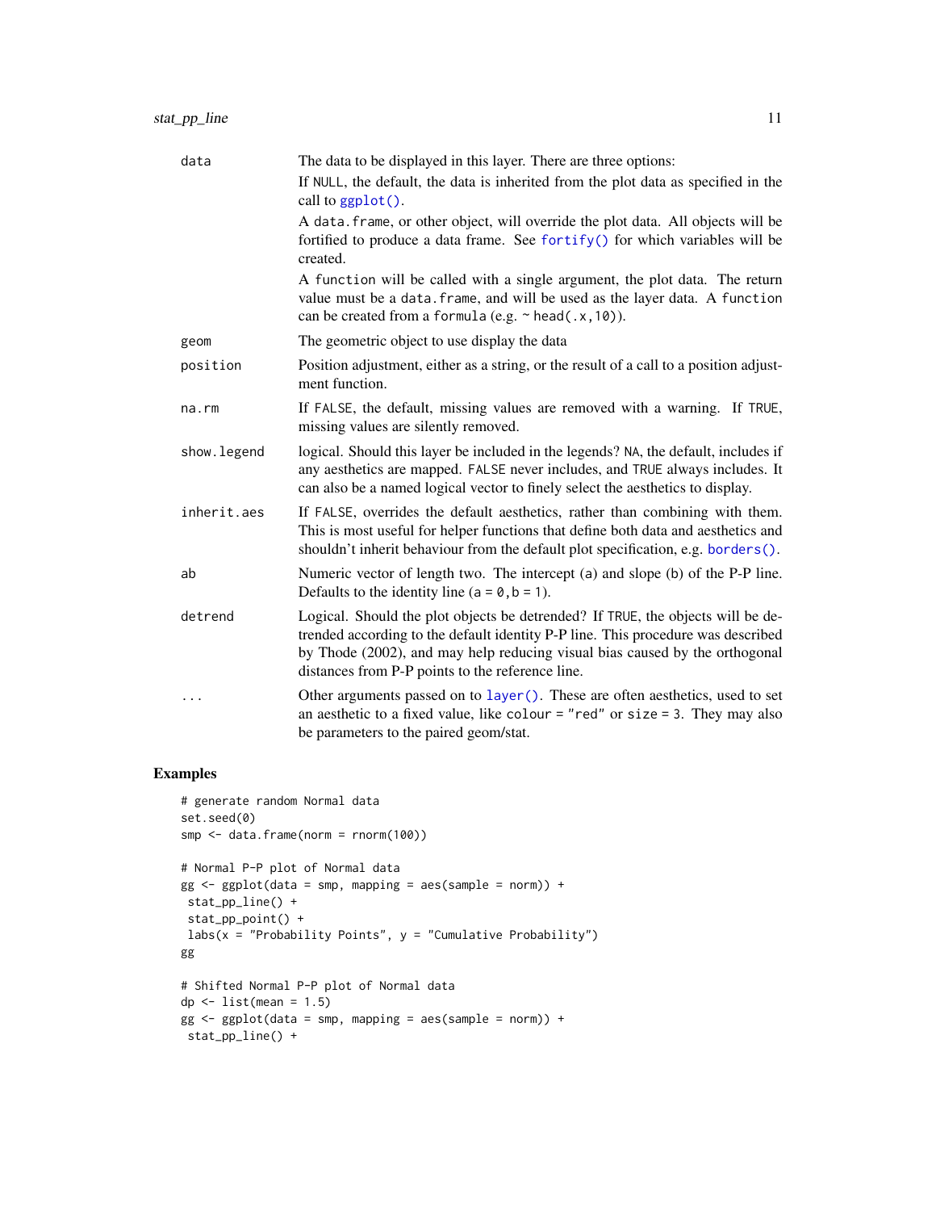| | |
|---|---|
| data | The data to be displayed in this layer. There are three options:<br>If NULL, the default, the data is inherited from the plot data as specified in the call to ggplot().<br>A data.frame, or other object, will override the plot data. All objects will be fortified to produce a data frame. See fortify() for which variables will be created.<br>A function will be called with a single argument, the plot data. The return value must be a data.frame, and will be used as the layer data. A function can be created from a formula (e.g. ~ head(.x,10)). |
| geom | The geometric object to use display the data |
| position | Position adjustment, either as a string, or the result of a call to a position adjustment function. |
| na.rm | If FALSE, the default, missing values are removed with a warning. If TRUE, missing values are silently removed. |
| show.legend | logical. Should this layer be included in the legends? NA, the default, includes if any aesthetics are mapped. FALSE never includes, and TRUE always includes. It can also be a named logical vector to finely select the aesthetics to display. |
| inherit.aes | If FALSE, overrides the default aesthetics, rather than combining with them. This is most useful for helper functions that define both data and aesthetics and shouldn't inherit behaviour from the default plot specification, e.g. borders(). |
| ab | Numeric vector of length two. The intercept (a) and slope (b) of the P-P line. Defaults to the identity line (a = 0, b = 1). |
| detrend | Logical. Should the plot objects be detrended? If TRUE, the objects will be detrended according to the default identity P-P line. This procedure was described by Thode (2002), and may help reducing visual bias caused by the orthogonal distances from P-P points to the reference line. |
| ... | Other arguments passed on to layer(). These are often aesthetics, used to set an aesthetic to a fixed value, like colour = "red" or size = 3. They may also be parameters to the paired geom/stat. |

## Examples

```
# generate random Normal data
set.seed(0)
smp <- data.frame(norm = rnorm(100))

# Normal P-P plot of Normal data
gg <- ggplot(data = smp, mapping = aes(sample = norm)) +
 stat_pp_line() +
 stat_pp_point() +
 labs(x = "Probability Points", y = "Cumulative Probability")
gg

# Shifted Normal P-P plot of Normal data
dp <- list(mean = 1.5)
gg <- ggplot(data = smp, mapping = aes(sample = norm)) +
 stat_pp_line() +
```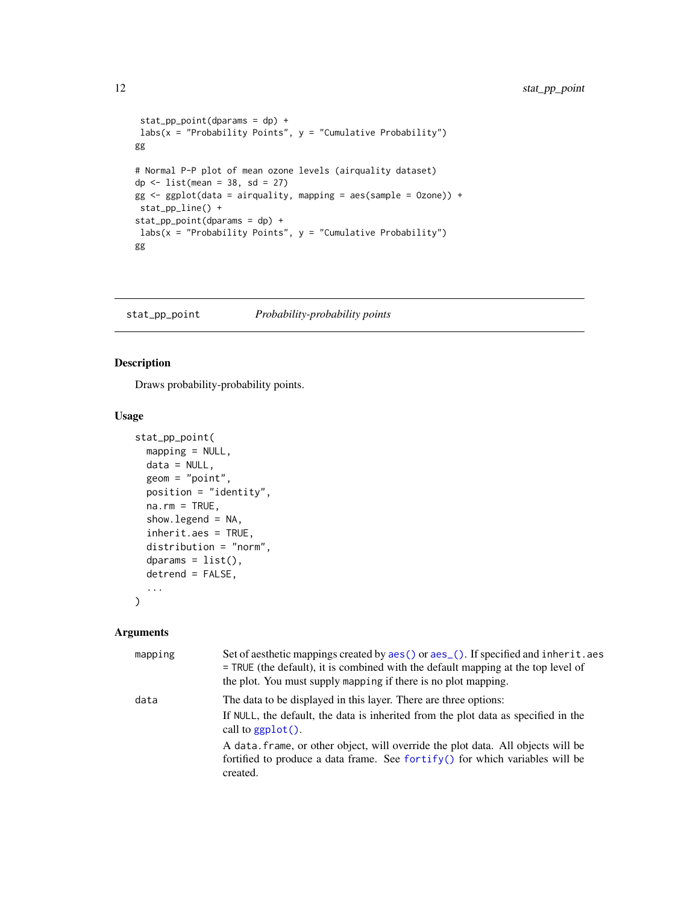```
 stat_pp_point(dparams = dp) +
 labs(x = "Probability Points", y = "Cumulative Probability")
gg

# Normal P-P plot of mean ozone levels (airquality dataset)
dp <- list(mean = 38, sd = 27)
gg <- ggplot(data = airquality, mapping = aes(sample = Ozone)) +
 stat_pp_line() +
stat_pp_point(dparams = dp) +
 labs(x = "Probability Points", y = "Cumulative Probability")
gg
```

---

## stat_pp_point *Probability-probability points*

### Description

Draws probability-probability points.

### Usage

```
stat_pp_point(
  mapping = NULL,
  data = NULL,
  geom = "point",
  position = "identity",
  na.rm = TRUE,
  show.legend = NA,
  inherit.aes = TRUE,
  distribution = "norm",
  dparams = list(),
  detrend = FALSE,
  ...
)
```

### Arguments

| | |
|---|---|
| `mapping` | Set of aesthetic mappings created by `aes()` or `aes_()`. If specified and `inherit.aes = TRUE` (the default), it is combined with the default mapping at the top level of the plot. You must supply `mapping` if there is no plot mapping. |
| `data` | The data to be displayed in this layer. There are three options:<br>If `NULL`, the default, the data is inherited from the plot data as specified in the call to `ggplot()`.<br>A `data.frame`, or other object, will override the plot data. All objects will be fortified to produce a data frame. See `fortify()` for which variables will be created. |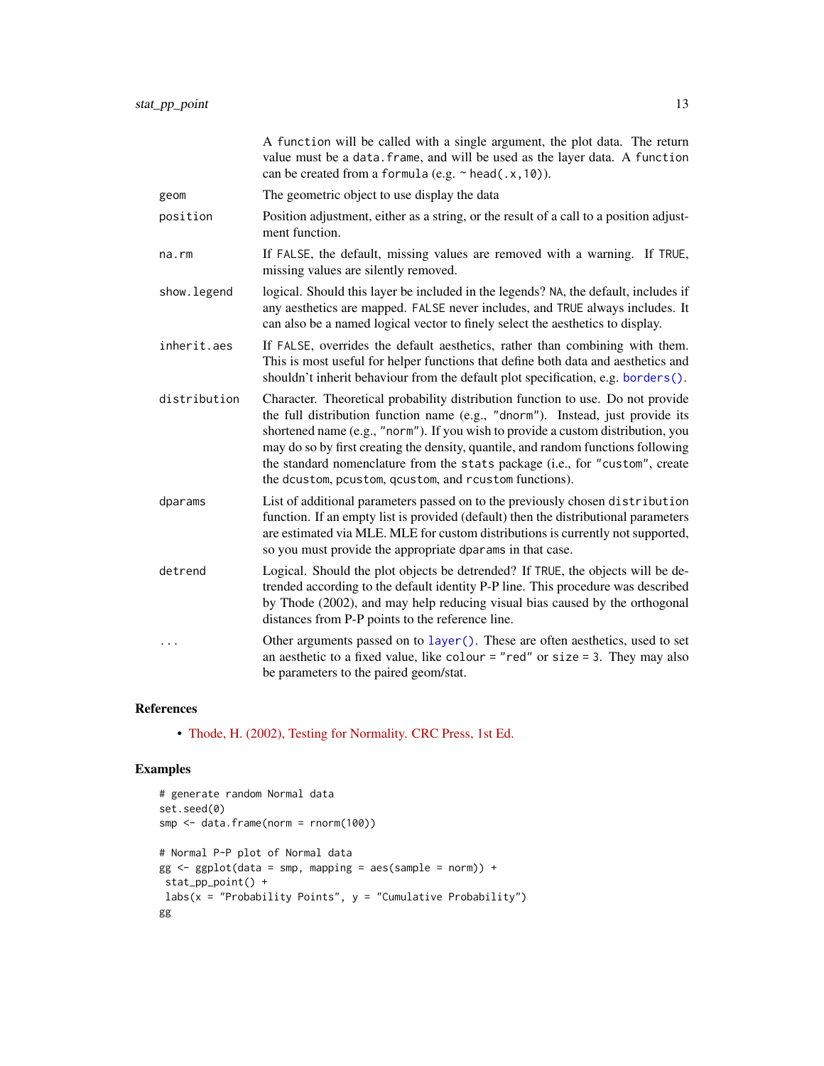| | |
|---|---|
| | A `function` will be called with a single argument, the plot data. The return value must be a `data.frame`, and will be used as the layer data. A `function` can be created from a `formula` (e.g. `~ head(.x,10)`). |
| `geom` | The geometric object to use display the data |
| `position` | Position adjustment, either as a string, or the result of a call to a position adjustment function. |
| `na.rm` | If `FALSE`, the default, missing values are removed with a warning. If `TRUE`, missing values are silently removed. |
| `show.legend` | logical. Should this layer be included in the legends? `NA`, the default, includes if any aesthetics are mapped. `FALSE` never includes, and `TRUE` always includes. It can also be a named logical vector to finely select the aesthetics to display. |
| `inherit.aes` | If `FALSE`, overrides the default aesthetics, rather than combining with them. This is most useful for helper functions that define both data and aesthetics and shouldn't inherit behaviour from the default plot specification, e.g. `borders()`. |
| `distribution` | Character. Theoretical probability distribution function to use. Do not provide the full distribution function name (e.g., `"dnorm"`). Instead, just provide its shortened name (e.g., `"norm"`). If you wish to provide a custom distribution, you may do so by first creating the density, quantile, and random functions following the standard nomenclature from the `stats` package (i.e., for `"custom"`, create the `dcustom`, `pcustom`, `qcustom`, and `rcustom` functions). |
| `dparams` | List of additional parameters passed on to the previously chosen `distribution` function. If an empty list is provided (default) then the distributional parameters are estimated via MLE. MLE for custom distributions is currently not supported, so you must provide the appropriate `dparams` in that case. |
| `detrend` | Logical. Should the plot objects be detrended? If `TRUE`, the objects will be detrended according to the default identity P-P line. This procedure was described by Thode (2002), and may help reducing visual bias caused by the orthogonal distances from P-P points to the reference line. |
| `...` | Other arguments passed on to `layer()`. These are often aesthetics, used to set an aesthetic to a fixed value, like `colour = "red"` or `size = 3`. They may also be parameters to the paired geom/stat. |

## References

- Thode, H. (2002), Testing for Normality. CRC Press, 1st Ed.

## Examples

```
# generate random Normal data
set.seed(0)
smp <- data.frame(norm = rnorm(100))

# Normal P-P plot of Normal data
gg <- ggplot(data = smp, mapping = aes(sample = norm)) +
 stat_pp_point() +
 labs(x = "Probability Points", y = "Cumulative Probability")
gg
```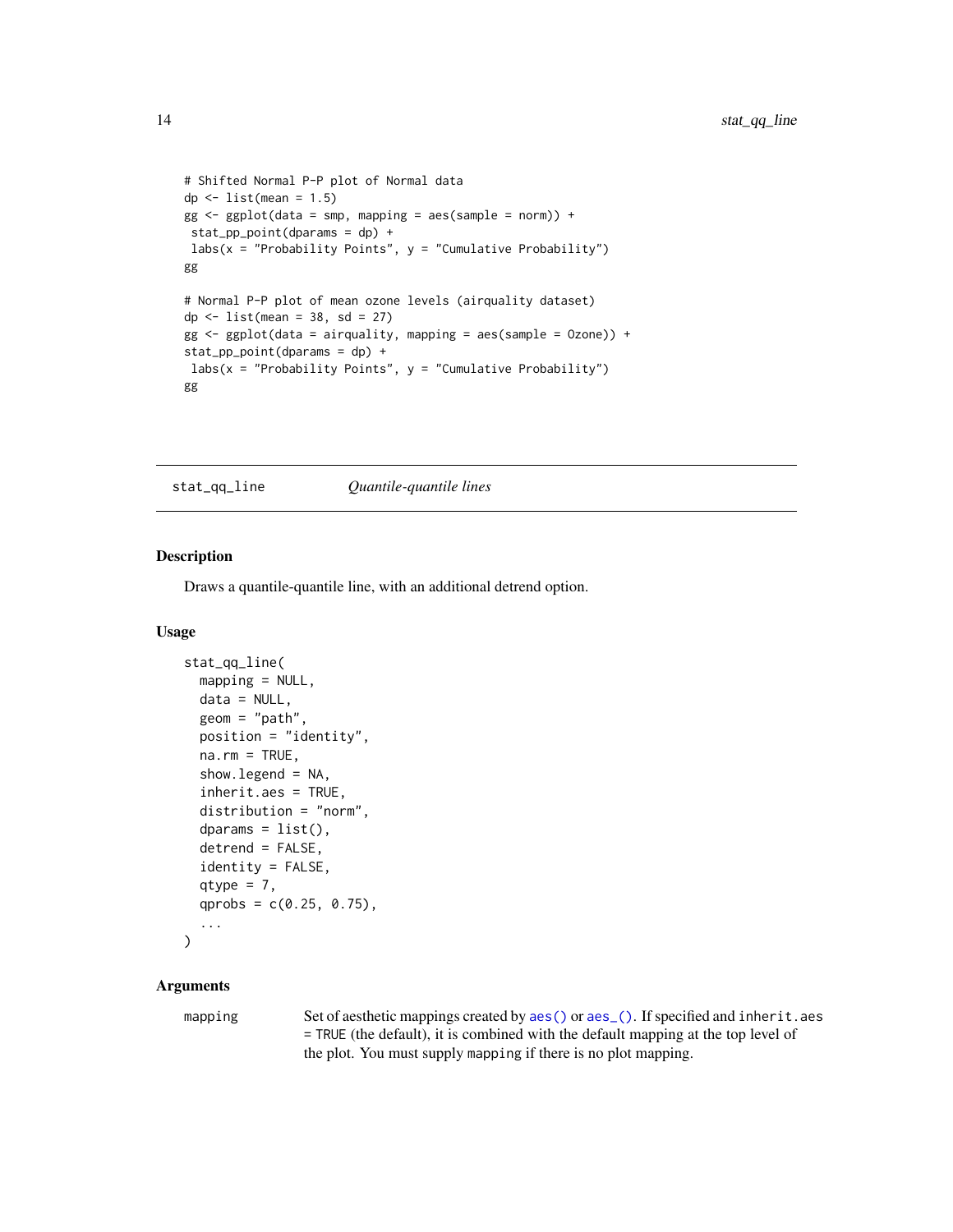```
# Shifted Normal P-P plot of Normal data
dp <- list(mean = 1.5)
gg <- ggplot(data = smp, mapping = aes(sample = norm)) +
 stat_pp_point(dparams = dp) +
 labs(x = "Probability Points", y = "Cumulative Probability")
gg

# Normal P-P plot of mean ozone levels (airquality dataset)
dp <- list(mean = 38, sd = 27)
gg <- ggplot(data = airquality, mapping = aes(sample = Ozone)) +
stat_pp_point(dparams = dp) +
 labs(x = "Probability Points", y = "Cumulative Probability")
gg
```

---

## stat_qq_line — *Quantile-quantile lines*

---

### Description

Draws a quantile-quantile line, with an additional detrend option.

### Usage

```
stat_qq_line(
  mapping = NULL,
  data = NULL,
  geom = "path",
  position = "identity",
  na.rm = TRUE,
  show.legend = NA,
  inherit.aes = TRUE,
  distribution = "norm",
  dparams = list(),
  detrend = FALSE,
  identity = FALSE,
  qtype = 7,
  qprobs = c(0.25, 0.75),
  ...
)
```

### Arguments

| | |
|---|---|
| `mapping` | Set of aesthetic mappings created by `aes()` or `aes_()`. If specified and `inherit.aes = TRUE` (the default), it is combined with the default mapping at the top level of the plot. You must supply `mapping` if there is no plot mapping. |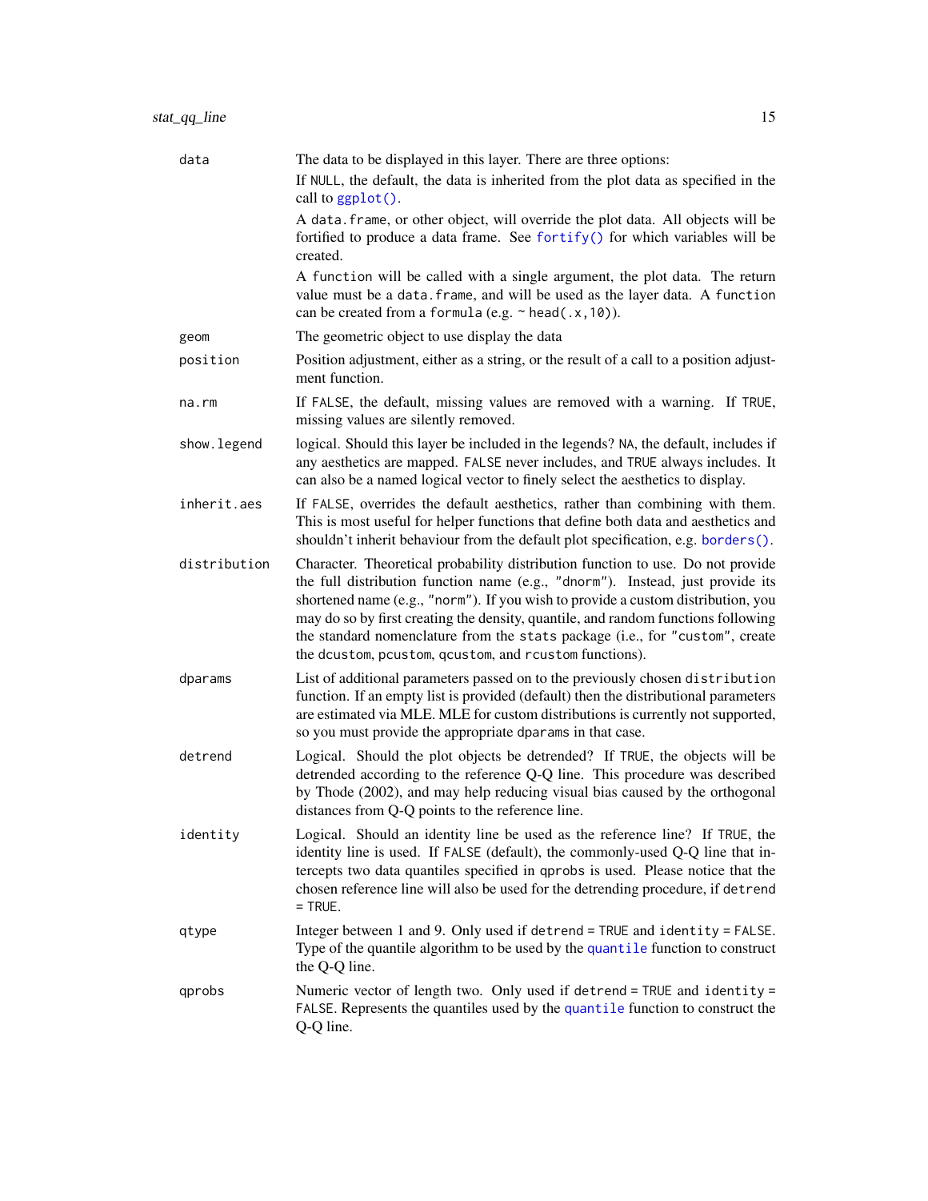| | |
|---|---|
| data | The data to be displayed in this layer. There are three options:<br>If NULL, the default, the data is inherited from the plot data as specified in the call to ggplot().<br>A data.frame, or other object, will override the plot data. All objects will be fortified to produce a data frame. See fortify() for which variables will be created.<br>A function will be called with a single argument, the plot data. The return value must be a data.frame, and will be used as the layer data. A function can be created from a formula (e.g. ~ head(.x,10)). |
| geom | The geometric object to use display the data |
| position | Position adjustment, either as a string, or the result of a call to a position adjustment function. |
| na.rm | If FALSE, the default, missing values are removed with a warning. If TRUE, missing values are silently removed. |
| show.legend | logical. Should this layer be included in the legends? NA, the default, includes if any aesthetics are mapped. FALSE never includes, and TRUE always includes. It can also be a named logical vector to finely select the aesthetics to display. |
| inherit.aes | If FALSE, overrides the default aesthetics, rather than combining with them. This is most useful for helper functions that define both data and aesthetics and shouldn't inherit behaviour from the default plot specification, e.g. borders(). |
| distribution | Character. Theoretical probability distribution function to use. Do not provide the full distribution function name (e.g., "dnorm"). Instead, just provide its shortened name (e.g., "norm"). If you wish to provide a custom distribution, you may do so by first creating the density, quantile, and random functions following the standard nomenclature from the stats package (i.e., for "custom", create the dcustom, pcustom, qcustom, and rcustom functions). |
| dparams | List of additional parameters passed on to the previously chosen distribution function. If an empty list is provided (default) then the distributional parameters are estimated via MLE. MLE for custom distributions is currently not supported, so you must provide the appropriate dparams in that case. |
| detrend | Logical. Should the plot objects be detrended? If TRUE, the objects will be detrended according to the reference Q-Q line. This procedure was described by Thode (2002), and may help reducing visual bias caused by the orthogonal distances from Q-Q points to the reference line. |
| identity | Logical. Should an identity line be used as the reference line? If TRUE, the identity line is used. If FALSE (default), the commonly-used Q-Q line that intercepts two data quantiles specified in qprobs is used. Please notice that the chosen reference line will also be used for the detrending procedure, if detrend = TRUE. |
| qtype | Integer between 1 and 9. Only used if detrend = TRUE and identity = FALSE. Type of the quantile algorithm to be used by the quantile function to construct the Q-Q line. |
| qprobs | Numeric vector of length two. Only used if detrend = TRUE and identity = FALSE. Represents the quantiles used by the quantile function to construct the Q-Q line. |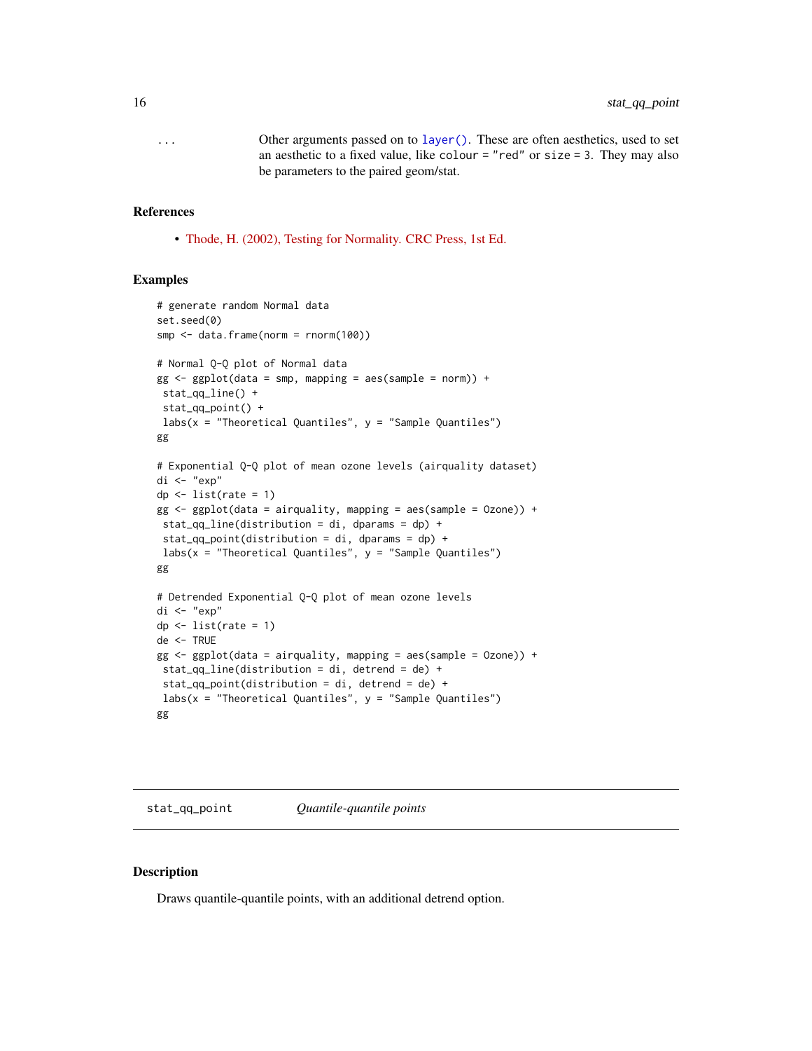| | |
|---|---|
| `...` | Other arguments passed on to `layer()`. These are often aesthetics, used to set an aesthetic to a fixed value, like `colour = "red"` or `size = 3`. They may also be parameters to the paired geom/stat. |

## References

- Thode, H. (2002), Testing for Normality. CRC Press, 1st Ed.

## Examples

```
# generate random Normal data
set.seed(0)
smp <- data.frame(norm = rnorm(100))

# Normal Q-Q plot of Normal data
gg <- ggplot(data = smp, mapping = aes(sample = norm)) +
 stat_qq_line() +
 stat_qq_point() +
 labs(x = "Theoretical Quantiles", y = "Sample Quantiles")
gg

# Exponential Q-Q plot of mean ozone levels (airquality dataset)
di <- "exp"
dp <- list(rate = 1)
gg <- ggplot(data = airquality, mapping = aes(sample = Ozone)) +
 stat_qq_line(distribution = di, dparams = dp) +
 stat_qq_point(distribution = di, dparams = dp) +
 labs(x = "Theoretical Quantiles", y = "Sample Quantiles")
gg

# Detrended Exponential Q-Q plot of mean ozone levels
di <- "exp"
dp <- list(rate = 1)
de <- TRUE
gg <- ggplot(data = airquality, mapping = aes(sample = Ozone)) +
 stat_qq_line(distribution = di, detrend = de) +
 stat_qq_point(distribution = di, detrend = de) +
 labs(x = "Theoretical Quantiles", y = "Sample Quantiles")
gg
```

# `stat_qq_point` *Quantile-quantile points*

## Description

Draws quantile-quantile points, with an additional detrend option.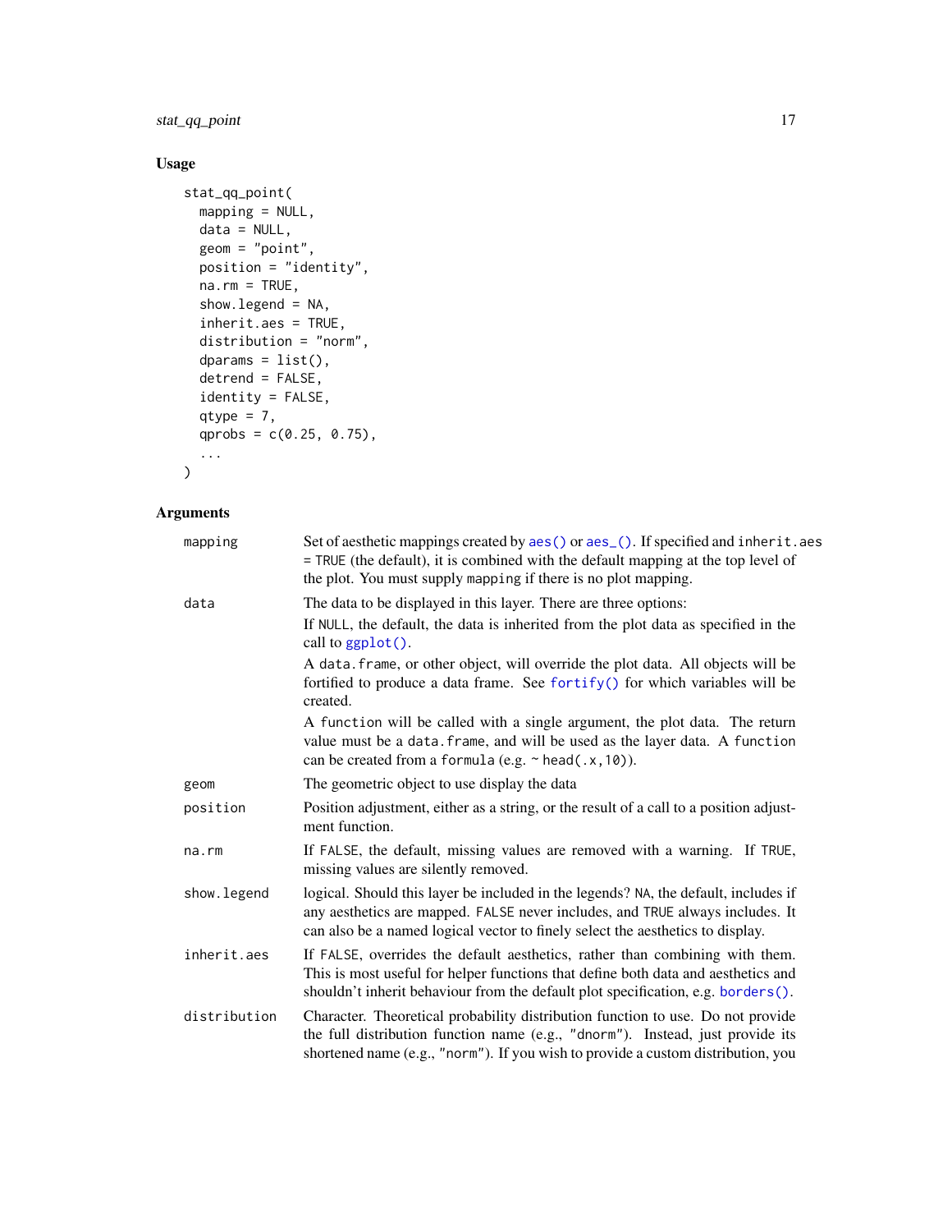## Usage

```
stat_qq_point(
  mapping = NULL,
  data = NULL,
  geom = "point",
  position = "identity",
  na.rm = TRUE,
  show.legend = NA,
  inherit.aes = TRUE,
  distribution = "norm",
  dparams = list(),
  detrend = FALSE,
  identity = FALSE,
  qtype = 7,
  qprobs = c(0.25, 0.75),
  ...
)
```

## Arguments

| | |
|---|---|
| `mapping` | Set of aesthetic mappings created by `aes()` or `aes_()`. If specified and `inherit.aes = TRUE` (the default), it is combined with the default mapping at the top level of the plot. You must supply `mapping` if there is no plot mapping. |
| `data` | The data to be displayed in this layer. There are three options:<br>If `NULL`, the default, the data is inherited from the plot data as specified in the call to `ggplot()`.<br>A `data.frame`, or other object, will override the plot data. All objects will be fortified to produce a data frame. See `fortify()` for which variables will be created.<br>A `function` will be called with a single argument, the plot data. The return value must be a `data.frame`, and will be used as the layer data. A `function` can be created from a `formula` (e.g. `~ head(.x,10)`). |
| `geom` | The geometric object to use display the data |
| `position` | Position adjustment, either as a string, or the result of a call to a position adjustment function. |
| `na.rm` | If `FALSE`, the default, missing values are removed with a warning. If `TRUE`, missing values are silently removed. |
| `show.legend` | logical. Should this layer be included in the legends? `NA`, the default, includes if any aesthetics are mapped. `FALSE` never includes, and `TRUE` always includes. It can also be a named logical vector to finely select the aesthetics to display. |
| `inherit.aes` | If `FALSE`, overrides the default aesthetics, rather than combining with them. This is most useful for helper functions that define both data and aesthetics and shouldn't inherit behaviour from the default plot specification, e.g. `borders()`. |
| `distribution` | Character. Theoretical probability distribution function to use. Do not provide the full distribution function name (e.g., `"dnorm"`). Instead, just provide its shortened name (e.g., `"norm"`). If you wish to provide a custom distribution, you |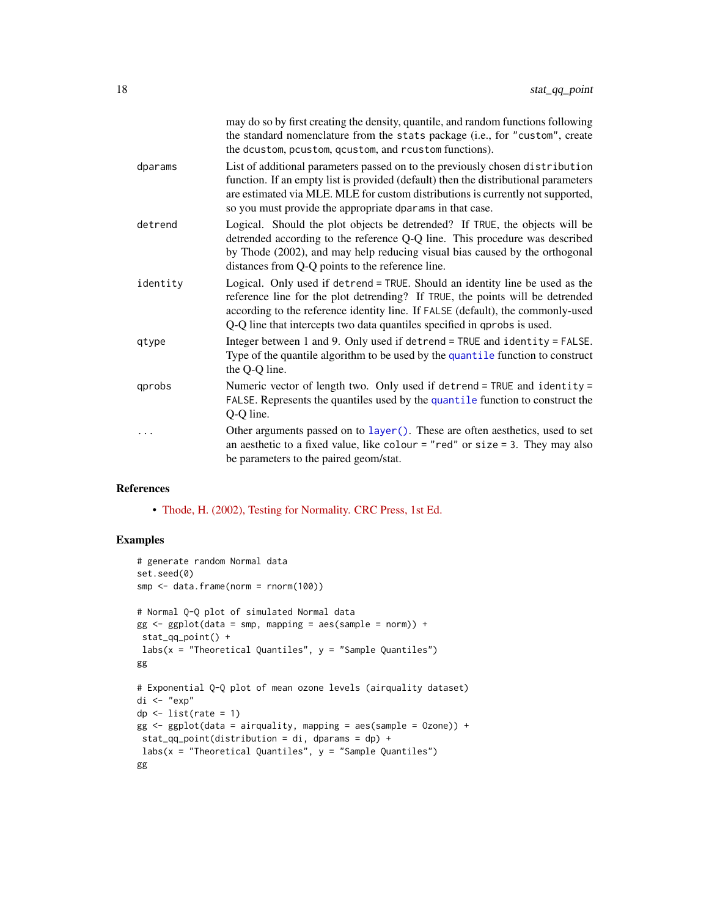may do so by first creating the density, quantile, and random functions following the standard nomenclature from the stats package (i.e., for "custom", create the dcustom, pcustom, qcustom, and rcustom functions).

dparams
: List of additional parameters passed on to the previously chosen distribution function. If an empty list is provided (default) then the distributional parameters are estimated via MLE. MLE for custom distributions is currently not supported, so you must provide the appropriate dparams in that case.

detrend
: Logical. Should the plot objects be detrended? If TRUE, the objects will be detrended according to the reference Q-Q line. This procedure was described by Thode (2002), and may help reducing visual bias caused by the orthogonal distances from Q-Q points to the reference line.

identity
: Logical. Only used if detrend = TRUE. Should an identity line be used as the reference line for the plot detrending? If TRUE, the points will be detrended according to the reference identity line. If FALSE (default), the commonly-used Q-Q line that intercepts two data quantiles specified in qprobs is used.

qtype
: Integer between 1 and 9. Only used if detrend = TRUE and identity = FALSE. Type of the quantile algorithm to be used by the quantile function to construct the Q-Q line.

qprobs
: Numeric vector of length two. Only used if detrend = TRUE and identity = FALSE. Represents the quantiles used by the quantile function to construct the Q-Q line.

...
: Other arguments passed on to layer(). These are often aesthetics, used to set an aesthetic to a fixed value, like colour = "red" or size = 3. They may also be parameters to the paired geom/stat.

## References

- Thode, H. (2002), Testing for Normality. CRC Press, 1st Ed.

## Examples

```
# generate random Normal data
set.seed(0)
smp <- data.frame(norm = rnorm(100))

# Normal Q-Q plot of simulated Normal data
gg <- ggplot(data = smp, mapping = aes(sample = norm)) +
 stat_qq_point() +
 labs(x = "Theoretical Quantiles", y = "Sample Quantiles")
gg

# Exponential Q-Q plot of mean ozone levels (airquality dataset)
di <- "exp"
dp <- list(rate = 1)
gg <- ggplot(data = airquality, mapping = aes(sample = Ozone)) +
 stat_qq_point(distribution = di, dparams = dp) +
 labs(x = "Theoretical Quantiles", y = "Sample Quantiles")
gg
```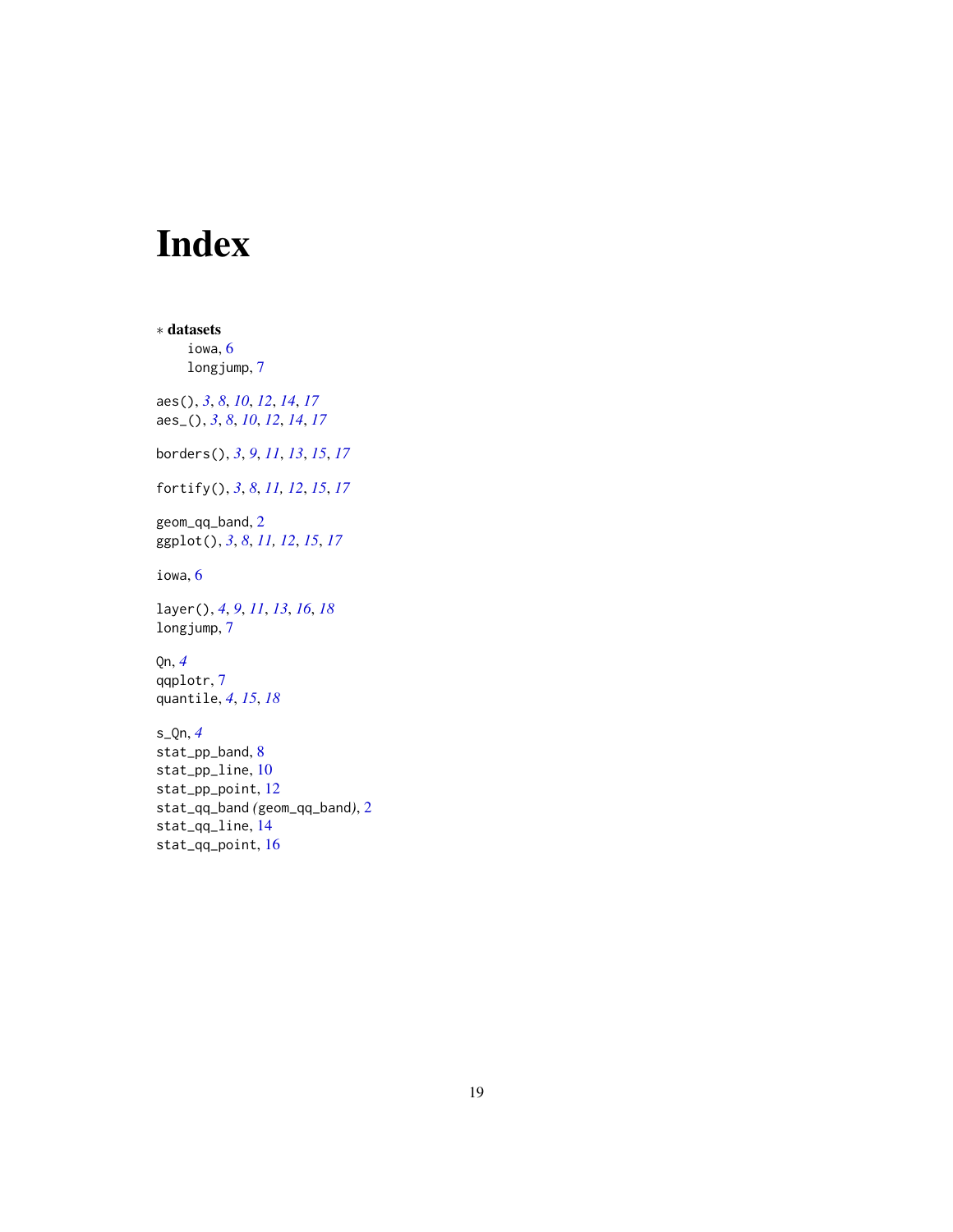# Index

∗ **datasets**
    iowa, 6
    longjump, 7

aes(), *3*, *8*, *10*, *12*, *14*, *17*
aes_(), *3*, *8*, *10*, *12*, *14*, *17*

borders(), *3*, *9*, *11*, *13*, *15*, *17*

fortify(), *3*, *8*, *11, 12*, *15*, *17*

geom_qq_band, 2
ggplot(), *3*, *8*, *11, 12*, *15*, *17*

iowa, 6

layer(), *4*, *9*, *11*, *13*, *16*, *18*
longjump, 7

Qn, *4*
qqplotr, 7
quantile, *4*, *15*, *18*

s_Qn, *4*
stat_pp_band, 8
stat_pp_line, 10
stat_pp_point, 12
stat_qq_band *(*geom_qq_band*)*, 2
stat_qq_line, 14
stat_qq_point, 16